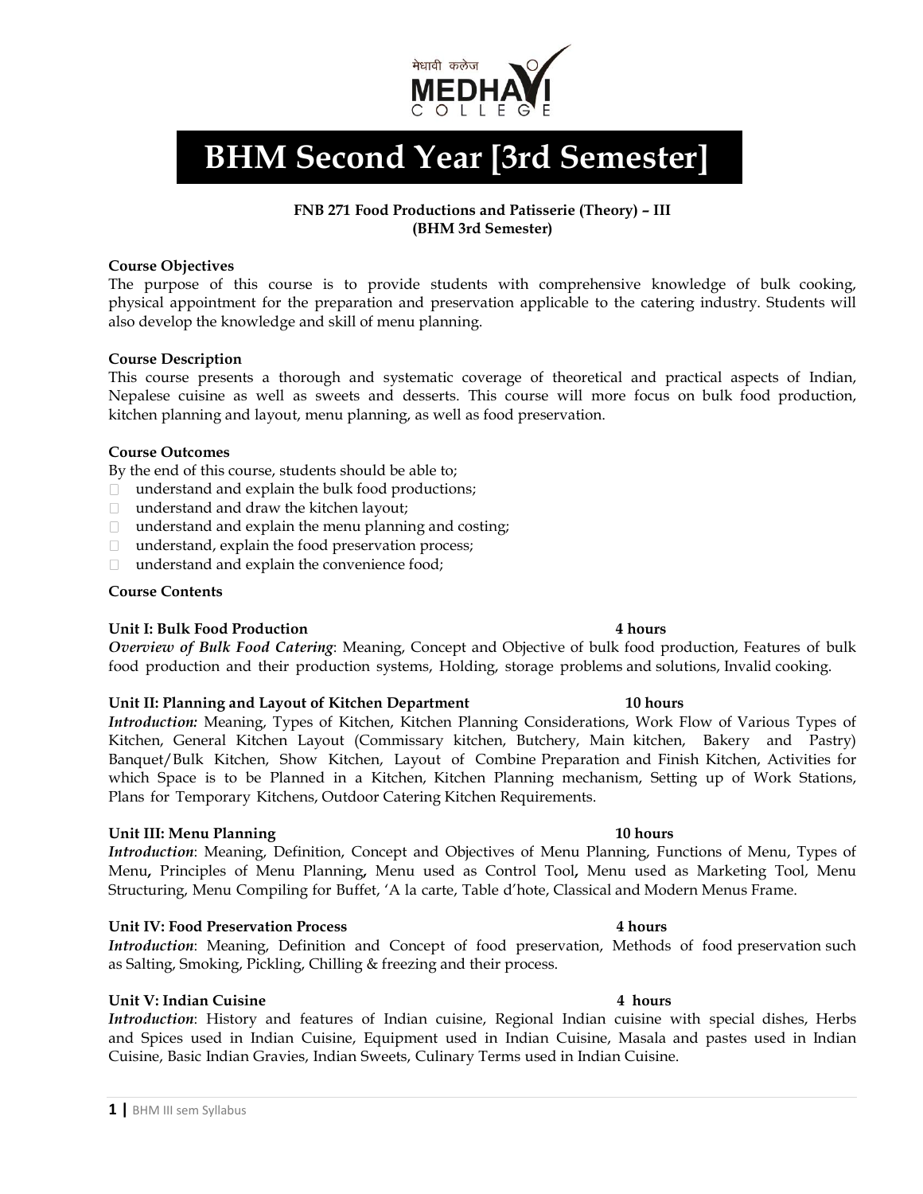# BHM Second Year [3rd Semester]

**FNB 271 Food Productions and Patisserie (Theory) – III**
**(BHM 3rd Semester)**

**Course Objectives**

The purpose of this course is to provide students with comprehensive knowledge of bulk cooking, physical appointment for the preparation and preservation applicable to the catering industry. Students will also develop the knowledge and skill of menu planning.

**Course Description**

This course presents a thorough and systematic coverage of theoretical and practical aspects of Indian, Nepalese cuisine as well as sweets and desserts. This course will more focus on bulk food production, kitchen planning and layout, menu planning, as well as food preservation.

**Course Outcomes**

By the end of this course, students should be able to;

- understand and explain the bulk food productions;
- understand and draw the kitchen layout;
- understand and explain the menu planning and costing;
- understand, explain the food preservation process;
- understand and explain the convenience food;

**Course Contents**

**Unit I: Bulk Food Production** **4 hours**

***Overview of Bulk Food Catering***: Meaning, Concept and Objective of bulk food production, Features of bulk food production and their production systems, Holding, storage problems and solutions, Invalid cooking.

**Unit II: Planning and Layout of Kitchen Department** **10 hours**

***Introduction:*** Meaning, Types of Kitchen, Kitchen Planning Considerations, Work Flow of Various Types of Kitchen, General Kitchen Layout (Commissary kitchen, Butchery, Main kitchen, Bakery and Pastry) Banquet/Bulk Kitchen, Show Kitchen, Layout of Combine Preparation and Finish Kitchen, Activities for which Space is to be Planned in a Kitchen, Kitchen Planning mechanism, Setting up of Work Stations, Plans for Temporary Kitchens, Outdoor Catering Kitchen Requirements.

**Unit III: Menu Planning** **10 hours**

***Introduction***: Meaning, Definition, Concept and Objectives of Menu Planning, Functions of Menu, Types of Menu**,** Principles of Menu Planning**,** Menu used as Control Tool**,** Menu used as Marketing Tool, Menu Structuring, Menu Compiling for Buffet, 'A la carte, Table d'hote, Classical and Modern Menus Frame.

**Unit IV: Food Preservation Process** **4 hours**

***Introduction***: Meaning, Definition and Concept of food preservation, Methods of food preservation such as Salting, Smoking, Pickling, Chilling & freezing and their process.

**Unit V: Indian Cuisine** **4 hours**

***Introduction***: History and features of Indian cuisine, Regional Indian cuisine with special dishes, Herbs and Spices used in Indian Cuisine, Equipment used in Indian Cuisine, Masala and pastes used in Indian Cuisine, Basic Indian Gravies, Indian Sweets, Culinary Terms used in Indian Cuisine.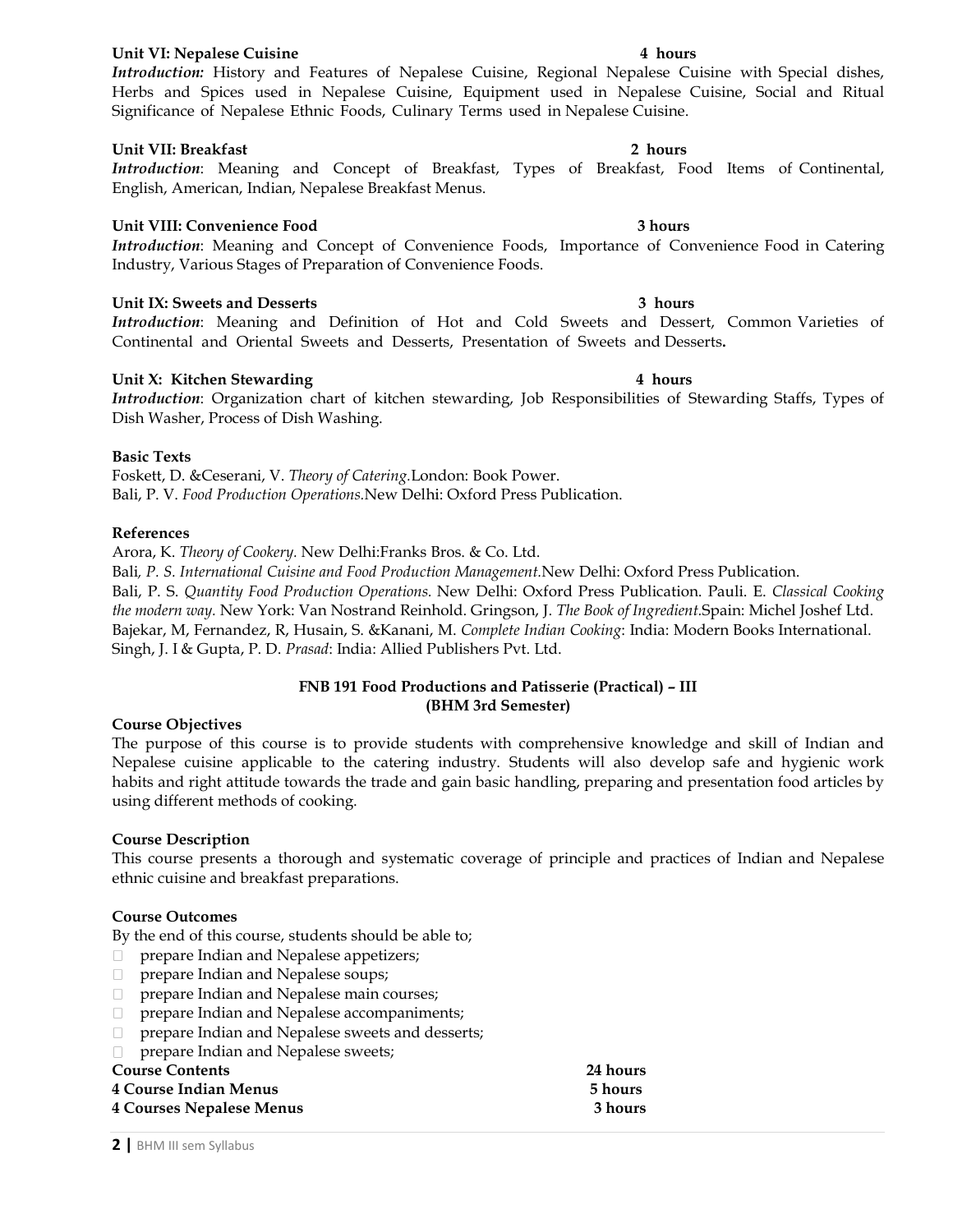**Unit VI: Nepalese Cuisine** **4 hours**

***Introduction:*** History and Features of Nepalese Cuisine, Regional Nepalese Cuisine with Special dishes, Herbs and Spices used in Nepalese Cuisine, Equipment used in Nepalese Cuisine, Social and Ritual Significance of Nepalese Ethnic Foods, Culinary Terms used in Nepalese Cuisine.

**Unit VII: Breakfast** **2 hours**

***Introduction***: Meaning and Concept of Breakfast, Types of Breakfast, Food Items of Continental, English, American, Indian, Nepalese Breakfast Menus.

**Unit VIII: Convenience Food** **3 hours**

***Introduction***: Meaning and Concept of Convenience Foods, Importance of Convenience Food in Catering Industry, Various Stages of Preparation of Convenience Foods.

**Unit IX: Sweets and Desserts** **3 hours**

***Introduction***: Meaning and Definition of Hot and Cold Sweets and Dessert, Common Varieties of Continental and Oriental Sweets and Desserts, Presentation of Sweets and Desserts**.**

**Unit X: Kitchen Stewarding** **4 hours**

***Introduction***: Organization chart of kitchen stewarding, Job Responsibilities of Stewarding Staffs, Types of Dish Washer, Process of Dish Washing.

**Basic Texts**

Foskett, D. &Ceserani, V. *Theory of Catering.*London: Book Power.
Bali, P. V. *Food Production Operations.*New Delhi: Oxford Press Publication.

**References**

Arora, K. *Theory of Cookery.* New Delhi:Franks Bros. & Co. Ltd.
Bali*, P. S. International Cuisine and Food Production Management.*New Delhi: Oxford Press Publication.
Bali, P. S. *Quantity Food Production Operations.* New Delhi: Oxford Press Publication. Pauli. E. *Classical Cooking the modern way.* New York: Van Nostrand Reinhold. Gringson, J. *The Book of Ingredient.*Spain: Michel Joshef Ltd.
Bajekar, M, Fernandez, R, Husain, S. &Kanani, M. *Complete Indian Cooking*: India: Modern Books International.
Singh, J. I & Gupta, P. D. *Prasad*: India: Allied Publishers Pvt. Ltd.

## FNB 191 Food Productions and Patisserie (Practical) – III (BHM 3rd Semester)

**Course Objectives**

The purpose of this course is to provide students with comprehensive knowledge and skill of Indian and Nepalese cuisine applicable to the catering industry. Students will also develop safe and hygienic work habits and right attitude towards the trade and gain basic handling, preparing and presentation food articles by using different methods of cooking.

**Course Description**

This course presents a thorough and systematic coverage of principle and practices of Indian and Nepalese ethnic cuisine and breakfast preparations.

**Course Outcomes**

By the end of this course, students should be able to;

- prepare Indian and Nepalese appetizers;
- prepare Indian and Nepalese soups;
- prepare Indian and Nepalese main courses;
- prepare Indian and Nepalese accompaniments;
- prepare Indian and Nepalese sweets and desserts;
- prepare Indian and Nepalese sweets;

**Course Contents** **24 hours**

**4 Course Indian Menus** **5 hours**

**4 Courses Nepalese Menus** **3 hours**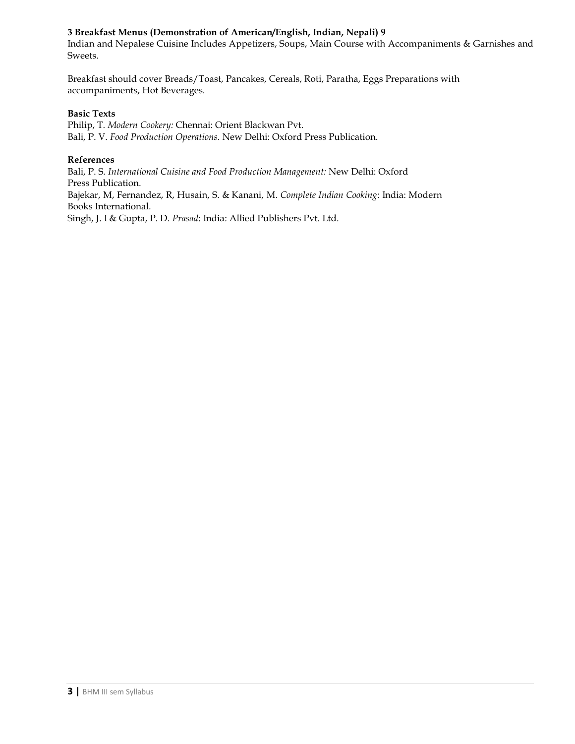**3 Breakfast Menus (Demonstration of American/English, Indian, Nepali) 9**

Indian and Nepalese Cuisine Includes Appetizers, Soups, Main Course with Accompaniments & Garnishes and Sweets.

Breakfast should cover Breads/Toast, Pancakes, Cereals, Roti, Paratha, Eggs Preparations with accompaniments, Hot Beverages.

**Basic Texts**

Philip, T. *Modern Cookery:* Chennai: Orient Blackwan Pvt.
Bali, P. V. *Food Production Operations.* New Delhi: Oxford Press Publication.

**References**

Bali, P. S. *International Cuisine and Food Production Management:* New Delhi: Oxford Press Publication.
Bajekar, M, Fernandez, R, Husain, S. & Kanani, M. *Complete Indian Cooking*: India: Modern Books International.
Singh, J. I & Gupta, P. D. *Prasad*: India: Allied Publishers Pvt. Ltd.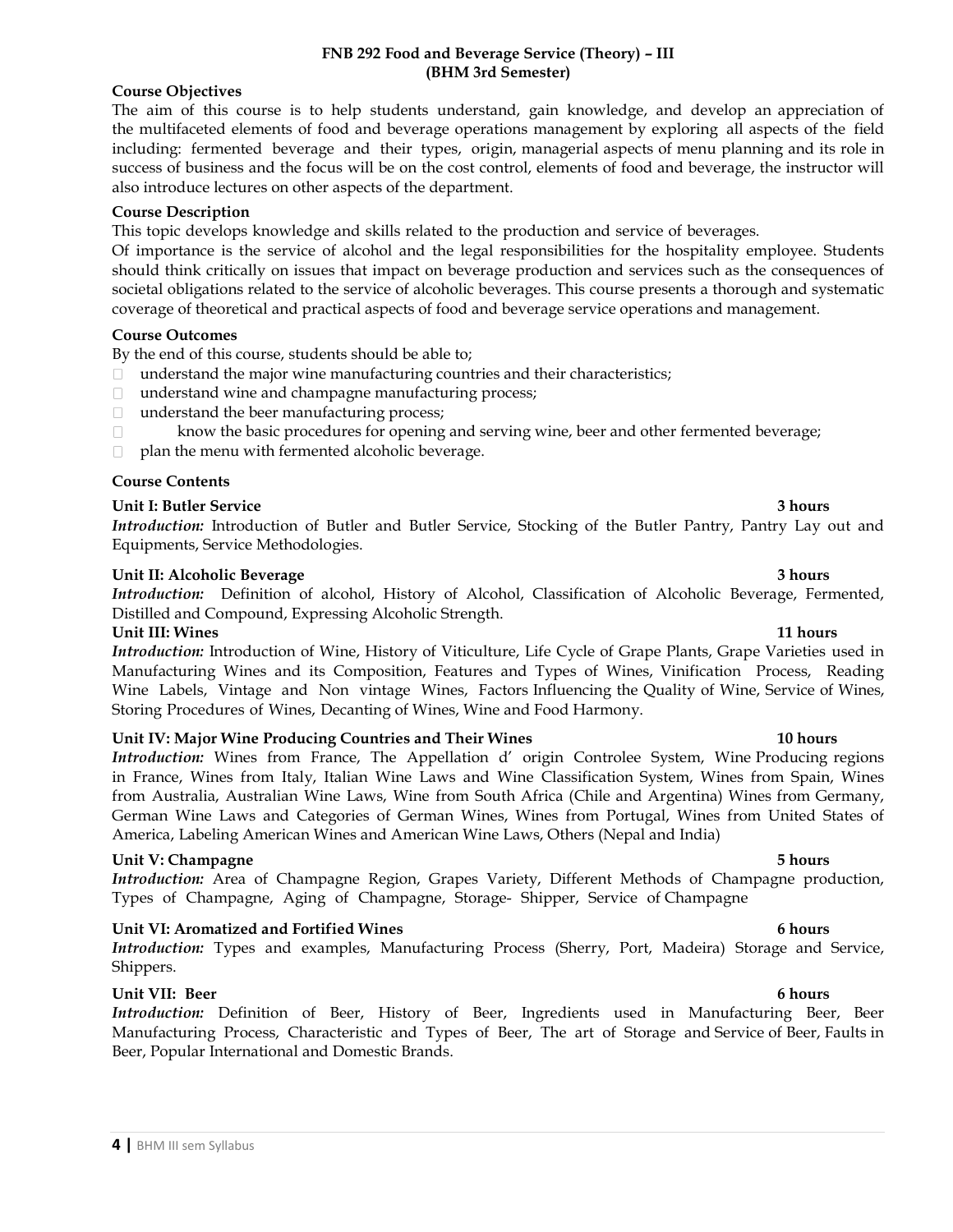## FNB 292 Food and Beverage Service (Theory) – III
## (BHM 3rd Semester)

**Course Objectives**

The aim of this course is to help students understand, gain knowledge, and develop an appreciation of the multifaceted elements of food and beverage operations management by exploring all aspects of the field including: fermented beverage and their types, origin, managerial aspects of menu planning and its role in success of business and the focus will be on the cost control, elements of food and beverage, the instructor will also introduce lectures on other aspects of the department.

**Course Description**

This topic develops knowledge and skills related to the production and service of beverages.

Of importance is the service of alcohol and the legal responsibilities for the hospitality employee. Students should think critically on issues that impact on beverage production and services such as the consequences of societal obligations related to the service of alcoholic beverages. This course presents a thorough and systematic coverage of theoretical and practical aspects of food and beverage service operations and management.

**Course Outcomes**

By the end of this course, students should be able to;

- understand the major wine manufacturing countries and their characteristics;
- understand wine and champagne manufacturing process;
- understand the beer manufacturing process;
- know the basic procedures for opening and serving wine, beer and other fermented beverage;
- plan the menu with fermented alcoholic beverage.

**Course Contents**

**Unit I: Butler Service** **3 hours**

***Introduction:*** Introduction of Butler and Butler Service, Stocking of the Butler Pantry, Pantry Lay out and Equipments, Service Methodologies.

**Unit II: Alcoholic Beverage** **3 hours**

***Introduction:*** Definition of alcohol, History of Alcohol, Classification of Alcoholic Beverage, Fermented, Distilled and Compound, Expressing Alcoholic Strength.

**Unit III: Wines** **11 hours**

***Introduction:*** Introduction of Wine, History of Viticulture, Life Cycle of Grape Plants, Grape Varieties used in Manufacturing Wines and its Composition, Features and Types of Wines, Vinification Process, Reading Wine Labels, Vintage and Non vintage Wines, Factors Influencing the Quality of Wine, Service of Wines, Storing Procedures of Wines, Decanting of Wines, Wine and Food Harmony.

**Unit IV: Major Wine Producing Countries and Their Wines** **10 hours**

***Introduction:*** Wines from France, The Appellation d' origin Controlee System, Wine Producing regions in France, Wines from Italy, Italian Wine Laws and Wine Classification System, Wines from Spain, Wines from Australia, Australian Wine Laws, Wine from South Africa (Chile and Argentina) Wines from Germany, German Wine Laws and Categories of German Wines, Wines from Portugal, Wines from United States of America, Labeling American Wines and American Wine Laws, Others (Nepal and India)

**Unit V: Champagne** **5 hours**

***Introduction:*** Area of Champagne Region, Grapes Variety, Different Methods of Champagne production, Types of Champagne, Aging of Champagne, Storage- Shipper, Service of Champagne

**Unit VI: Aromatized and Fortified Wines** **6 hours**

***Introduction:*** Types and examples, Manufacturing Process (Sherry, Port, Madeira) Storage and Service, Shippers.

**Unit VII: Beer** **6 hours**

***Introduction:*** Definition of Beer, History of Beer, Ingredients used in Manufacturing Beer, Beer Manufacturing Process, Characteristic and Types of Beer, The art of Storage and Service of Beer, Faults in Beer, Popular International and Domestic Brands.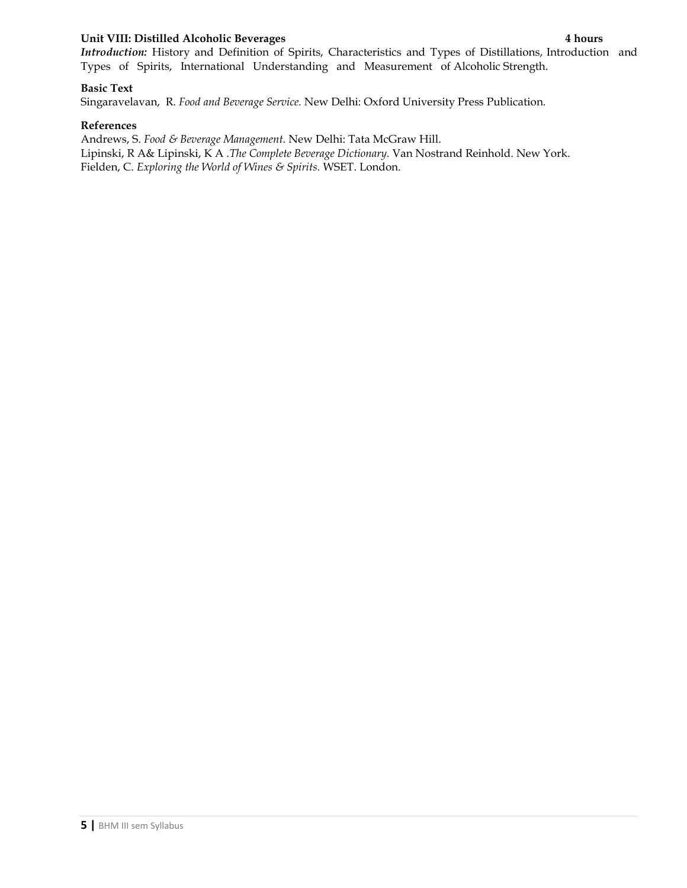**Unit VIII: Distilled Alcoholic Beverages** **4 hours**

***Introduction:*** History and Definition of Spirits, Characteristics and Types of Distillations, Introduction and Types of Spirits, International Understanding and Measurement of Alcoholic Strength.

**Basic Text**

Singaravelavan, R. *Food and Beverage Service.* New Delhi: Oxford University Press Publication.

**References**

Andrews, S. *Food & Beverage Management.* New Delhi: Tata McGraw Hill.

Lipinski, R A& Lipinski, K A .*The Complete Beverage Dictionary.* Van Nostrand Reinhold. New York.

Fielden, C. *Exploring the World of Wines & Spirits.* WSET. London.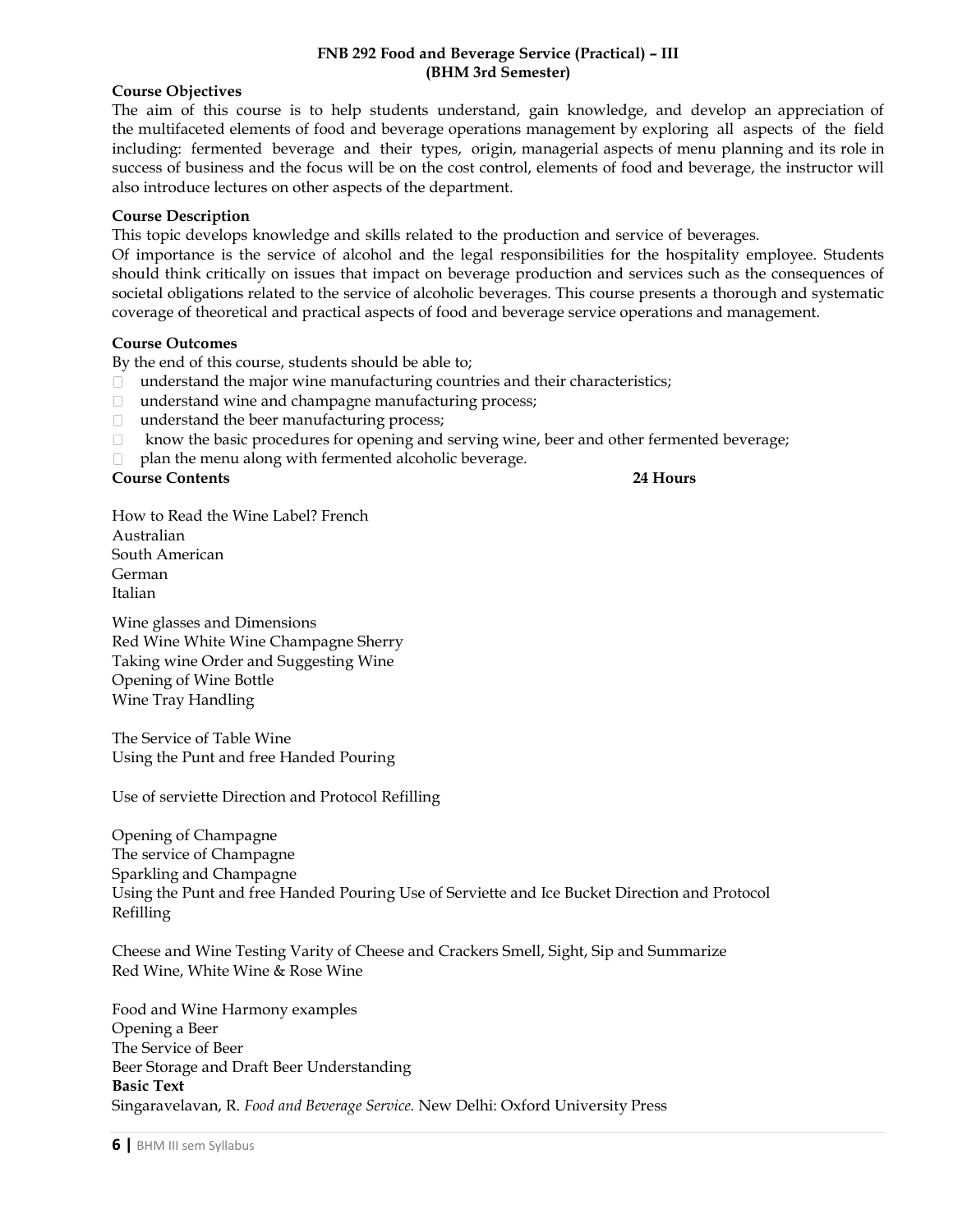**FNB 292 Food and Beverage Service (Practical) – III**
**(BHM 3rd Semester)**

**Course Objectives**

The aim of this course is to help students understand, gain knowledge, and develop an appreciation of the multifaceted elements of food and beverage operations management by exploring all aspects of the field including: fermented beverage and their types, origin, managerial aspects of menu planning and its role in success of business and the focus will be on the cost control, elements of food and beverage, the instructor will also introduce lectures on other aspects of the department.

**Course Description**

This topic develops knowledge and skills related to the production and service of beverages.

Of importance is the service of alcohol and the legal responsibilities for the hospitality employee. Students should think critically on issues that impact on beverage production and services such as the consequences of societal obligations related to the service of alcoholic beverages. This course presents a thorough and systematic coverage of theoretical and practical aspects of food and beverage service operations and management.

**Course Outcomes**

By the end of this course, students should be able to;

- understand the major wine manufacturing countries and their characteristics;
- understand wine and champagne manufacturing process;
- understand the beer manufacturing process;
- know the basic procedures for opening and serving wine, beer and other fermented beverage;
- plan the menu along with fermented alcoholic beverage.

**Course Contents** **24 Hours**

How to Read the Wine Label? French
Australian
South American
German
Italian

Wine glasses and Dimensions
Red Wine White Wine Champagne Sherry
Taking wine Order and Suggesting Wine
Opening of Wine Bottle
Wine Tray Handling

The Service of Table Wine
Using the Punt and free Handed Pouring

Use of serviette Direction and Protocol Refilling

Opening of Champagne
The service of Champagne
Sparkling and Champagne
Using the Punt and free Handed Pouring Use of Serviette and Ice Bucket Direction and Protocol Refilling

Cheese and Wine Testing Varity of Cheese and Crackers Smell, Sight, Sip and Summarize
Red Wine, White Wine & Rose Wine

Food and Wine Harmony examples
Opening a Beer
The Service of Beer
Beer Storage and Draft Beer Understanding

**Basic Text**

Singaravelavan, R. *Food and Beverage Service.* New Delhi: Oxford University Press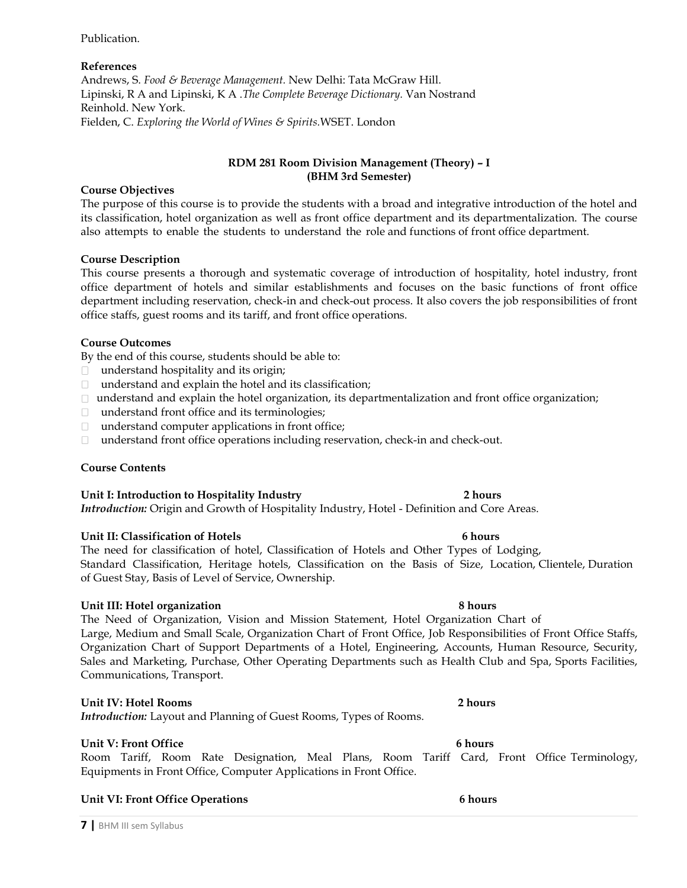Publication.

**References**

Andrews, S. *Food & Beverage Management*. New Delhi: Tata McGraw Hill.
Lipinski, R A and Lipinski, K A .*The Complete Beverage Dictionary.* Van Nostrand Reinhold. New York.
Fielden, C. *Exploring the World of Wines & Spirits.*WSET. London

## RDM 281 Room Division Management (Theory) – I
### (BHM 3rd Semester)

**Course Objectives**

The purpose of this course is to provide the students with a broad and integrative introduction of the hotel and its classification, hotel organization as well as front office department and its departmentalization. The course also attempts to enable the students to understand the role and functions of front office department.

**Course Description**

This course presents a thorough and systematic coverage of introduction of hospitality, hotel industry, front office department of hotels and similar establishments and focuses on the basic functions of front office department including reservation, check-in and check-out process. It also covers the job responsibilities of front office staffs, guest rooms and its tariff, and front office operations.

**Course Outcomes**

By the end of this course, students should be able to:

- understand hospitality and its origin;
- understand and explain the hotel and its classification;
- understand and explain the hotel organization, its departmentalization and front office organization;
- understand front office and its terminologies;
- understand computer applications in front office;
- understand front office operations including reservation, check-in and check-out.

**Course Contents**

**Unit I: Introduction to Hospitality Industry** **2 hours**

***Introduction:*** Origin and Growth of Hospitality Industry, Hotel - Definition and Core Areas.

**Unit II: Classification of Hotels** **6 hours**

The need for classification of hotel, Classification of Hotels and Other Types of Lodging, Standard Classification, Heritage hotels, Classification on the Basis of Size, Location, Clientele, Duration of Guest Stay, Basis of Level of Service, Ownership.

**Unit III: Hotel organization** **8 hours**

The Need of Organization, Vision and Mission Statement, Hotel Organization Chart of Large, Medium and Small Scale, Organization Chart of Front Office, Job Responsibilities of Front Office Staffs, Organization Chart of Support Departments of a Hotel, Engineering, Accounts, Human Resource, Security, Sales and Marketing, Purchase, Other Operating Departments such as Health Club and Spa, Sports Facilities, Communications, Transport.

**Unit IV: Hotel Rooms** **2 hours**

***Introduction:*** Layout and Planning of Guest Rooms, Types of Rooms.

**Unit V: Front Office** **6 hours**

Room Tariff, Room Rate Designation, Meal Plans, Room Tariff Card, Front Office Terminology, Equipments in Front Office, Computer Applications in Front Office.

**Unit VI: Front Office Operations** **6 hours**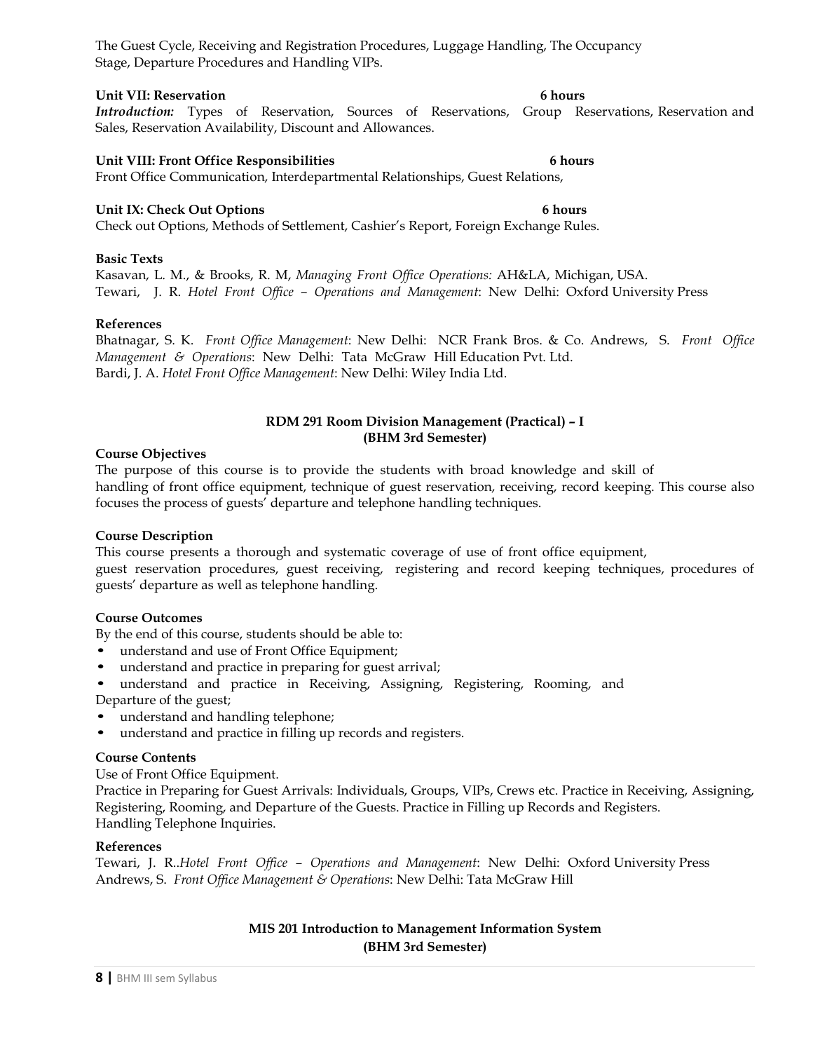The Guest Cycle, Receiving and Registration Procedures, Luggage Handling, The Occupancy Stage, Departure Procedures and Handling VIPs.

**Unit VII: Reservation** **6 hours**

***Introduction:*** Types of Reservation, Sources of Reservations, Group Reservations, Reservation and Sales, Reservation Availability, Discount and Allowances.

**Unit VIII: Front Office Responsibilities** **6 hours**

Front Office Communication, Interdepartmental Relationships, Guest Relations,

**Unit IX: Check Out Options** **6 hours**

Check out Options, Methods of Settlement, Cashier's Report, Foreign Exchange Rules.

**Basic Texts**

Kasavan, L. M., & Brooks, R. M, *Managing Front Office Operations:* AH&LA, Michigan, USA.
Tewari, J. R. *Hotel Front Office – Operations and Management*: New Delhi: Oxford University Press

**References**

Bhatnagar, S. K. *Front Office Management*: New Delhi: NCR Frank Bros. & Co. Andrews, S. *Front Office Management & Operations*: New Delhi: Tata McGraw Hill Education Pvt. Ltd.
Bardi, J. A. *Hotel Front Office Management*: New Delhi: Wiley India Ltd.

## RDM 291 Room Division Management (Practical) – I
## (BHM 3rd Semester)

**Course Objectives**

The purpose of this course is to provide the students with broad knowledge and skill of handling of front office equipment, technique of guest reservation, receiving, record keeping. This course also focuses the process of guests' departure and telephone handling techniques.

**Course Description**

This course presents a thorough and systematic coverage of use of front office equipment, guest reservation procedures, guest receiving, registering and record keeping techniques, procedures of guests' departure as well as telephone handling.

**Course Outcomes**

By the end of this course, students should be able to:

- understand and use of Front Office Equipment;
- understand and practice in preparing for guest arrival;
- understand and practice in Receiving, Assigning, Registering, Rooming, and Departure of the guest;
- understand and handling telephone;
- understand and practice in filling up records and registers.

**Course Contents**

Use of Front Office Equipment.
Practice in Preparing for Guest Arrivals: Individuals, Groups, VIPs, Crews etc. Practice in Receiving, Assigning, Registering, Rooming, and Departure of the Guests. Practice in Filling up Records and Registers.
Handling Telephone Inquiries.

**References**

Tewari, J. R..*Hotel Front Office – Operations and Management*: New Delhi: Oxford University Press
Andrews, S. *Front Office Management & Operations*: New Delhi: Tata McGraw Hill

## MIS 201 Introduction to Management Information System
## (BHM 3rd Semester)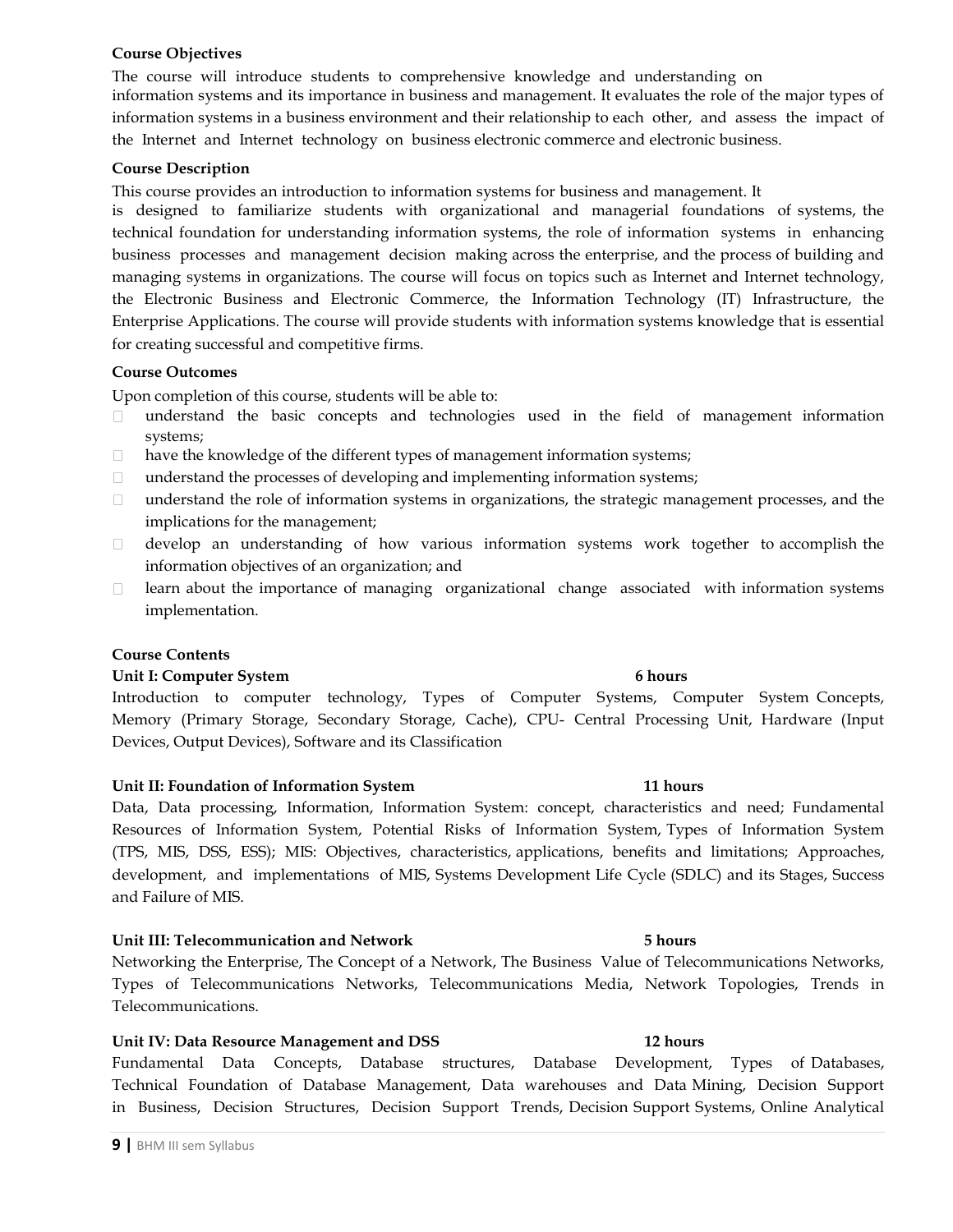**Course Objectives**

The course will introduce students to comprehensive knowledge and understanding on information systems and its importance in business and management. It evaluates the role of the major types of information systems in a business environment and their relationship to each other, and assess the impact of the Internet and Internet technology on business electronic commerce and electronic business.

**Course Description**

This course provides an introduction to information systems for business and management. It is designed to familiarize students with organizational and managerial foundations of systems, the technical foundation for understanding information systems, the role of information systems in enhancing business processes and management decision making across the enterprise, and the process of building and managing systems in organizations. The course will focus on topics such as Internet and Internet technology, the Electronic Business and Electronic Commerce, the Information Technology (IT) Infrastructure, the Enterprise Applications. The course will provide students with information systems knowledge that is essential for creating successful and competitive firms.

**Course Outcomes**

Upon completion of this course, students will be able to:

- understand the basic concepts and technologies used in the field of management information systems;
- have the knowledge of the different types of management information systems;
- understand the processes of developing and implementing information systems;
- understand the role of information systems in organizations, the strategic management processes, and the implications for the management;
- develop an understanding of how various information systems work together to accomplish the information objectives of an organization; and
- learn about the importance of managing organizational change associated with information systems implementation.

**Course Contents**

**Unit I: Computer System** **6 hours**

Introduction to computer technology, Types of Computer Systems, Computer System Concepts, Memory (Primary Storage, Secondary Storage, Cache), CPU- Central Processing Unit, Hardware (Input Devices, Output Devices), Software and its Classification

**Unit II: Foundation of Information System** **11 hours**

Data, Data processing, Information, Information System: concept, characteristics and need; Fundamental Resources of Information System, Potential Risks of Information System, Types of Information System (TPS, MIS, DSS, ESS); MIS: Objectives, characteristics, applications, benefits and limitations; Approaches, development, and implementations of MIS, Systems Development Life Cycle (SDLC) and its Stages, Success and Failure of MIS.

**Unit III: Telecommunication and Network** **5 hours**

Networking the Enterprise, The Concept of a Network, The Business Value of Telecommunications Networks, Types of Telecommunications Networks, Telecommunications Media, Network Topologies, Trends in Telecommunications.

**Unit IV: Data Resource Management and DSS** **12 hours**

Fundamental Data Concepts, Database structures, Database Development, Types of Databases, Technical Foundation of Database Management, Data warehouses and Data Mining, Decision Support in Business, Decision Structures, Decision Support Trends, Decision Support Systems, Online Analytical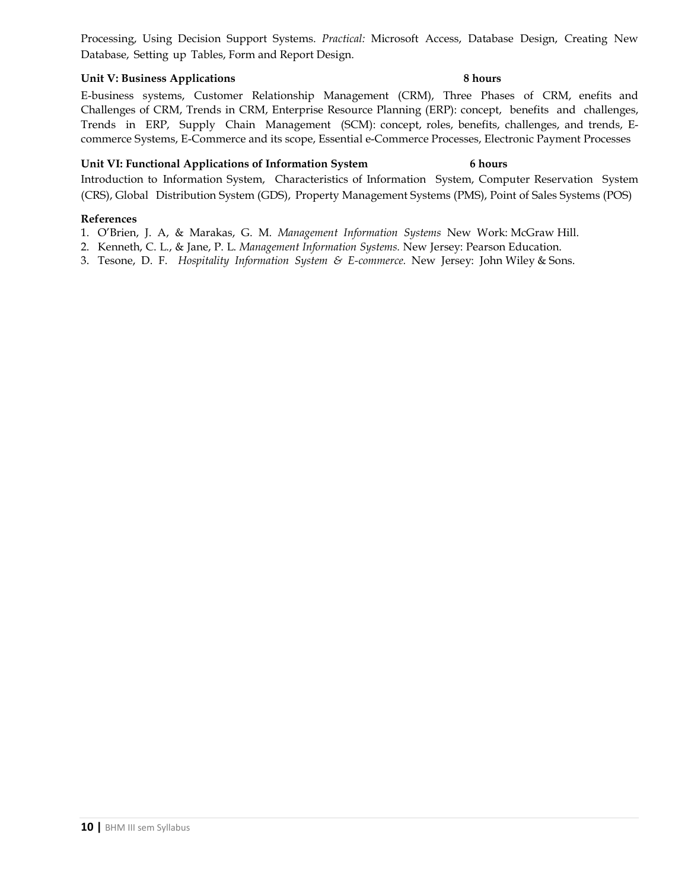Processing, Using Decision Support Systems. *Practical:* Microsoft Access, Database Design, Creating New Database, Setting up Tables, Form and Report Design.

**Unit V: Business Applications** **8 hours**

E-business systems, Customer Relationship Management (CRM), Three Phases of CRM, enefits and Challenges of CRM, Trends in CRM, Enterprise Resource Planning (ERP): concept, benefits and challenges, Trends in ERP, Supply Chain Management (SCM): concept, roles, benefits, challenges, and trends, E-commerce Systems, E-Commerce and its scope, Essential e-Commerce Processes, Electronic Payment Processes

**Unit VI: Functional Applications of Information System** **6 hours**

Introduction to Information System, Characteristics of Information System, Computer Reservation System (CRS), Global Distribution System (GDS), Property Management Systems (PMS), Point of Sales Systems (POS)

**References**

1. O'Brien, J. A, & Marakas, G. M. *Management Information Systems* New Work: McGraw Hill.
2. Kenneth, C. L., & Jane, P. L. *Management Information Systems.* New Jersey: Pearson Education.
3. Tesone, D. F. *Hospitality Information System & E-commerce.* New Jersey: John Wiley & Sons.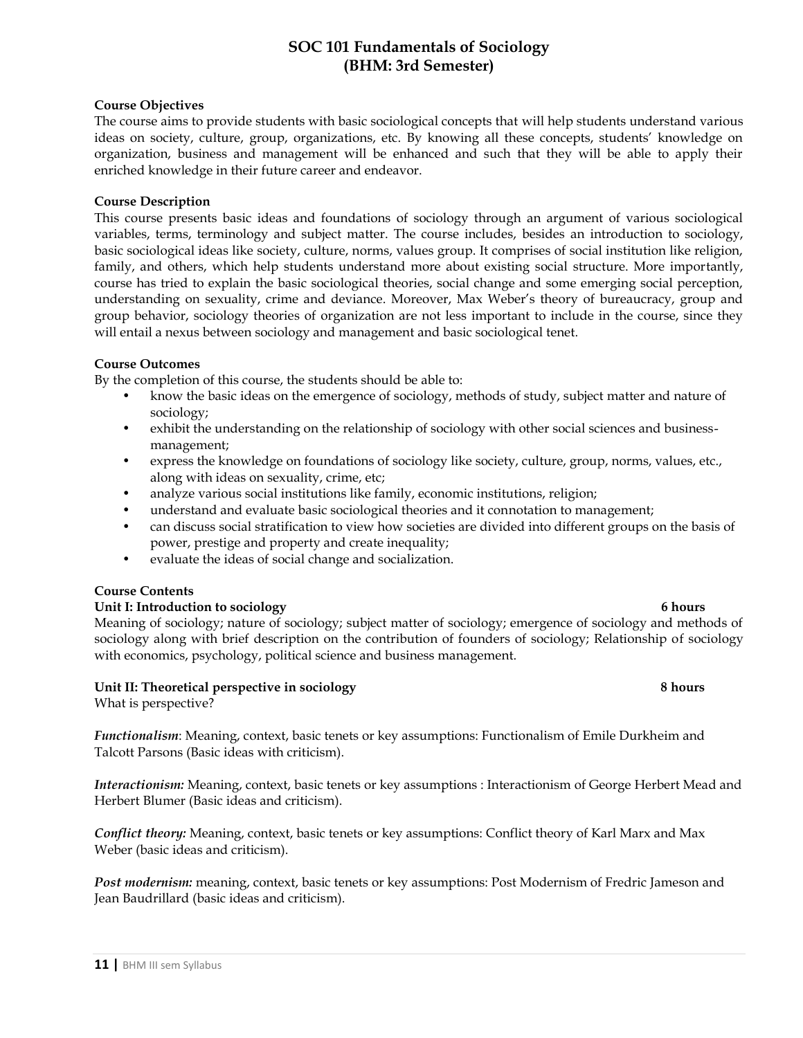# SOC 101 Fundamentals of Sociology
## (BHM: 3rd Semester)

**Course Objectives**

The course aims to provide students with basic sociological concepts that will help students understand various ideas on society, culture, group, organizations, etc. By knowing all these concepts, students' knowledge on organization, business and management will be enhanced and such that they will be able to apply their enriched knowledge in their future career and endeavor.

**Course Description**

This course presents basic ideas and foundations of sociology through an argument of various sociological variables, terms, terminology and subject matter. The course includes, besides an introduction to sociology, basic sociological ideas like society, culture, norms, values group. It comprises of social institution like religion, family, and others, which help students understand more about existing social structure. More importantly, course has tried to explain the basic sociological theories, social change and some emerging social perception, understanding on sexuality, crime and deviance. Moreover, Max Weber's theory of bureaucracy, group and group behavior, sociology theories of organization are not less important to include in the course, since they will entail a nexus between sociology and management and basic sociological tenet.

**Course Outcomes**

By the completion of this course, the students should be able to:

- know the basic ideas on the emergence of sociology, methods of study, subject matter and nature of sociology;
- exhibit the understanding on the relationship of sociology with other social sciences and business-management;
- express the knowledge on foundations of sociology like society, culture, group, norms, values, etc., along with ideas on sexuality, crime, etc;
- analyze various social institutions like family, economic institutions, religion;
- understand and evaluate basic sociological theories and it connotation to management;
- can discuss social stratification to view how societies are divided into different groups on the basis of power, prestige and property and create inequality;
- evaluate the ideas of social change and socialization.

**Course Contents**

**Unit I: Introduction to sociology** **6 hours**

Meaning of sociology; nature of sociology; subject matter of sociology; emergence of sociology and methods of sociology along with brief description on the contribution of founders of sociology; Relationship of sociology with economics, psychology, political science and business management.

**Unit II: Theoretical perspective in sociology** **8 hours**

What is perspective?

***Functionalism***: Meaning, context, basic tenets or key assumptions: Functionalism of Emile Durkheim and Talcott Parsons (Basic ideas with criticism).

***Interactionism:*** Meaning, context, basic tenets or key assumptions : Interactionism of George Herbert Mead and Herbert Blumer (Basic ideas and criticism).

***Conflict theory:*** Meaning, context, basic tenets or key assumptions: Conflict theory of Karl Marx and Max Weber (basic ideas and criticism).

***Post modernism:*** meaning, context, basic tenets or key assumptions: Post Modernism of Fredric Jameson and Jean Baudrillard (basic ideas and criticism).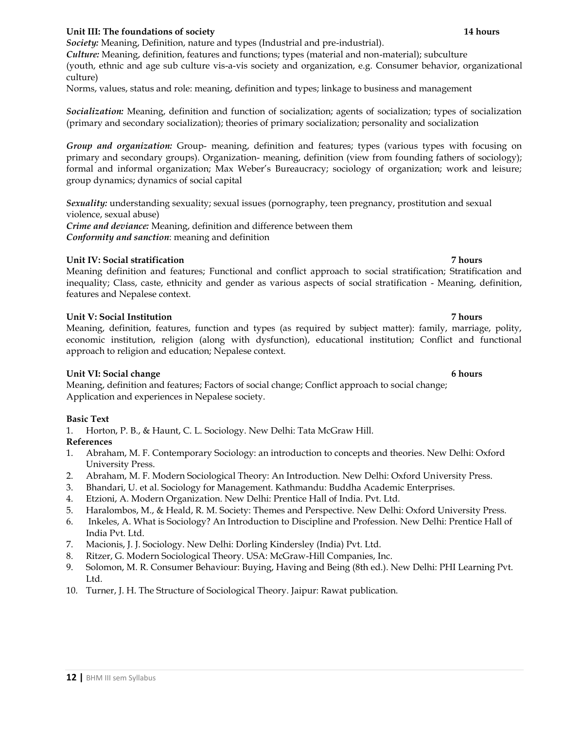**Unit III: The foundations of society** **14 hours**

***Society:*** Meaning, Definition, nature and types (Industrial and pre-industrial).

***Culture:*** Meaning, definition, features and functions; types (material and non-material); subculture (youth, ethnic and age sub culture vis-a-vis society and organization, e.g. Consumer behavior, organizational culture)

Norms, values, status and role: meaning, definition and types; linkage to business and management

***Socialization:*** Meaning, definition and function of socialization; agents of socialization; types of socialization (primary and secondary socialization); theories of primary socialization; personality and socialization

***Group and organization:*** Group- meaning, definition and features; types (various types with focusing on primary and secondary groups). Organization- meaning, definition (view from founding fathers of sociology); formal and informal organization; Max Weber's Bureaucracy; sociology of organization; work and leisure; group dynamics; dynamics of social capital

***Sexuality:*** understanding sexuality; sexual issues (pornography, teen pregnancy, prostitution and sexual violence, sexual abuse)

***Crime and deviance:*** Meaning, definition and difference between them

***Conformity and sanction***: meaning and definition

**Unit IV: Social stratification** **7 hours**

Meaning definition and features; Functional and conflict approach to social stratification; Stratification and inequality; Class, caste, ethnicity and gender as various aspects of social stratification - Meaning, definition, features and Nepalese context.

**Unit V: Social Institution** **7 hours**

Meaning, definition, features, function and types (as required by subject matter): family, marriage, polity, economic institution, religion (along with dysfunction), educational institution; Conflict and functional approach to religion and education; Nepalese context.

**Unit VI: Social change** **6 hours**

Meaning, definition and features; Factors of social change; Conflict approach to social change; Application and experiences in Nepalese society.

**Basic Text**

1. Horton, P. B., & Haunt, C. L. Sociology. New Delhi: Tata McGraw Hill.

**References**

1. Abraham, M. F. Contemporary Sociology: an introduction to concepts and theories. New Delhi: Oxford University Press.
2. Abraham, M. F. Modern Sociological Theory: An Introduction. New Delhi: Oxford University Press.
3. Bhandari, U. et al. Sociology for Management. Kathmandu: Buddha Academic Enterprises.
4. Etzioni, A. Modern Organization. New Delhi: Prentice Hall of India. Pvt. Ltd.
5. Haralombos, M., & Heald, R. M. Society: Themes and Perspective. New Delhi: Oxford University Press.
6. Inkeles, A. What is Sociology? An Introduction to Discipline and Profession. New Delhi: Prentice Hall of India Pvt. Ltd.
7. Macionis, J. J. Sociology. New Delhi: Dorling Kindersley (India) Pvt. Ltd.
8. Ritzer, G. Modern Sociological Theory. USA: McGraw-Hill Companies, Inc.
9. Solomon, M. R. Consumer Behaviour: Buying, Having and Being (8th ed.). New Delhi: PHI Learning Pvt. Ltd.
10. Turner, J. H. The Structure of Sociological Theory. Jaipur: Rawat publication.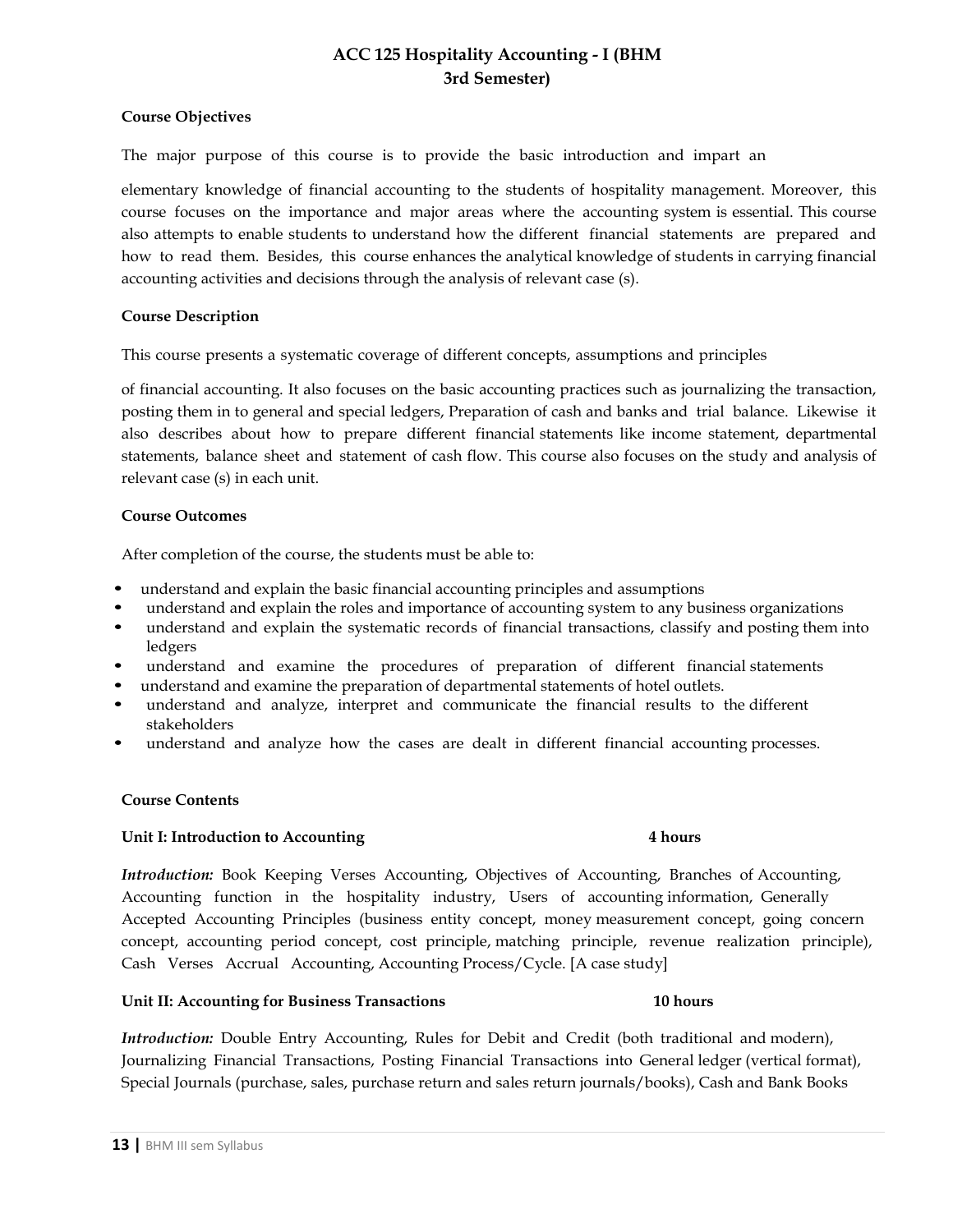# ACC 125 Hospitality Accounting - I (BHM 3rd Semester)

**Course Objectives**

The major purpose of this course is to provide the basic introduction and impart an elementary knowledge of financial accounting to the students of hospitality management. Moreover, this course focuses on the importance and major areas where the accounting system is essential. This course also attempts to enable students to understand how the different financial statements are prepared and how to read them. Besides, this course enhances the analytical knowledge of students in carrying financial accounting activities and decisions through the analysis of relevant case (s).

**Course Description**

This course presents a systematic coverage of different concepts, assumptions and principles of financial accounting. It also focuses on the basic accounting practices such as journalizing the transaction, posting them in to general and special ledgers, Preparation of cash and banks and trial balance. Likewise it also describes about how to prepare different financial statements like income statement, departmental statements, balance sheet and statement of cash flow. This course also focuses on the study and analysis of relevant case (s) in each unit.

**Course Outcomes**

After completion of the course, the students must be able to:

- understand and explain the basic financial accounting principles and assumptions
- understand and explain the roles and importance of accounting system to any business organizations
- understand and explain the systematic records of financial transactions, classify and posting them into ledgers
- understand and examine the procedures of preparation of different financial statements
- understand and examine the preparation of departmental statements of hotel outlets.
- understand and analyze, interpret and communicate the financial results to the different stakeholders
- understand and analyze how the cases are dealt in different financial accounting processes.

**Course Contents**

**Unit I: Introduction to Accounting** **4 hours**

*Introduction:* Book Keeping Verses Accounting, Objectives of Accounting, Branches of Accounting, Accounting function in the hospitality industry, Users of accounting information, Generally Accepted Accounting Principles (business entity concept, money measurement concept, going concern concept, accounting period concept, cost principle, matching principle, revenue realization principle), Cash Verses Accrual Accounting, Accounting Process/Cycle. [A case study]

**Unit II: Accounting for Business Transactions** **10 hours**

*Introduction:* Double Entry Accounting, Rules for Debit and Credit (both traditional and modern), Journalizing Financial Transactions, Posting Financial Transactions into General ledger (vertical format), Special Journals (purchase, sales, purchase return and sales return journals/books), Cash and Bank Books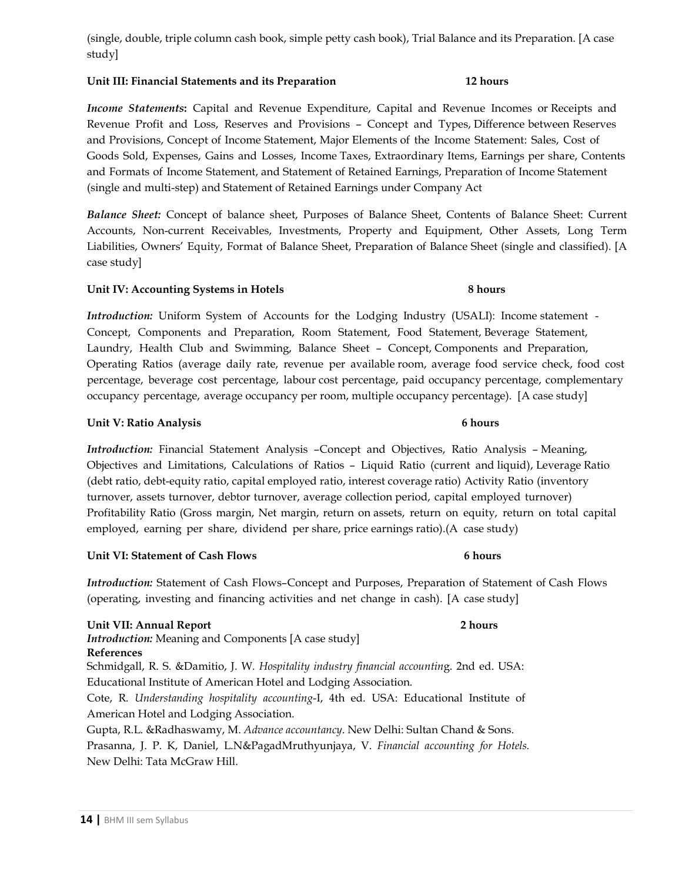(single, double, triple column cash book, simple petty cash book), Trial Balance and its Preparation. [A case study]

**Unit III: Financial Statements and its Preparation 12 hours**

***Income Statements*:** Capital and Revenue Expenditure, Capital and Revenue Incomes or Receipts and Revenue Profit and Loss, Reserves and Provisions – Concept and Types, Difference between Reserves and Provisions, Concept of Income Statement, Major Elements of the Income Statement: Sales, Cost of Goods Sold, Expenses, Gains and Losses, Income Taxes, Extraordinary Items, Earnings per share, Contents and Formats of Income Statement, and Statement of Retained Earnings, Preparation of Income Statement (single and multi-step) and Statement of Retained Earnings under Company Act

***Balance Sheet:*** Concept of balance sheet, Purposes of Balance Sheet, Contents of Balance Sheet: Current Accounts, Non-current Receivables, Investments, Property and Equipment, Other Assets, Long Term Liabilities, Owners' Equity, Format of Balance Sheet, Preparation of Balance Sheet (single and classified). [A case study]

**Unit IV: Accounting Systems in Hotels 8 hours**

***Introduction:*** Uniform System of Accounts for the Lodging Industry (USALI): Income statement - Concept, Components and Preparation, Room Statement, Food Statement, Beverage Statement, Laundry, Health Club and Swimming, Balance Sheet – Concept, Components and Preparation, Operating Ratios (average daily rate, revenue per available room, average food service check, food cost percentage, beverage cost percentage, labour cost percentage, paid occupancy percentage, complementary occupancy percentage, average occupancy per room, multiple occupancy percentage). [A case study]

**Unit V: Ratio Analysis 6 hours**

***Introduction:*** Financial Statement Analysis –Concept and Objectives, Ratio Analysis – Meaning, Objectives and Limitations, Calculations of Ratios – Liquid Ratio (current and liquid), Leverage Ratio (debt ratio, debt-equity ratio, capital employed ratio, interest coverage ratio) Activity Ratio (inventory turnover, assets turnover, debtor turnover, average collection period, capital employed turnover) Profitability Ratio (Gross margin, Net margin, return on assets, return on equity, return on total capital employed, earning per share, dividend per share, price earnings ratio).(A case study)

**Unit VI: Statement of Cash Flows 6 hours**

***Introduction:*** Statement of Cash Flows–Concept and Purposes, Preparation of Statement of Cash Flows (operating, investing and financing activities and net change in cash). [A case study]

**Unit VII: Annual Report 2 hours**

***Introduction:*** Meaning and Components [A case study]

**References**

Schmidgall, R. S. &Damitio, J. W. *Hospitality industry financial accountin*g. 2nd ed. USA: Educational Institute of American Hotel and Lodging Association.

Cote, R. *Understanding hospitality accounting*-I, 4th ed. USA: Educational Institute of American Hotel and Lodging Association.

Gupta, R.L. &Radhaswamy, M. *Advance accountancy*. New Delhi: Sultan Chand & Sons.

Prasanna, J. P. K, Daniel, L.N&PagadMruthyunjaya, V. *Financial accounting for Hotels.* New Delhi: Tata McGraw Hill.